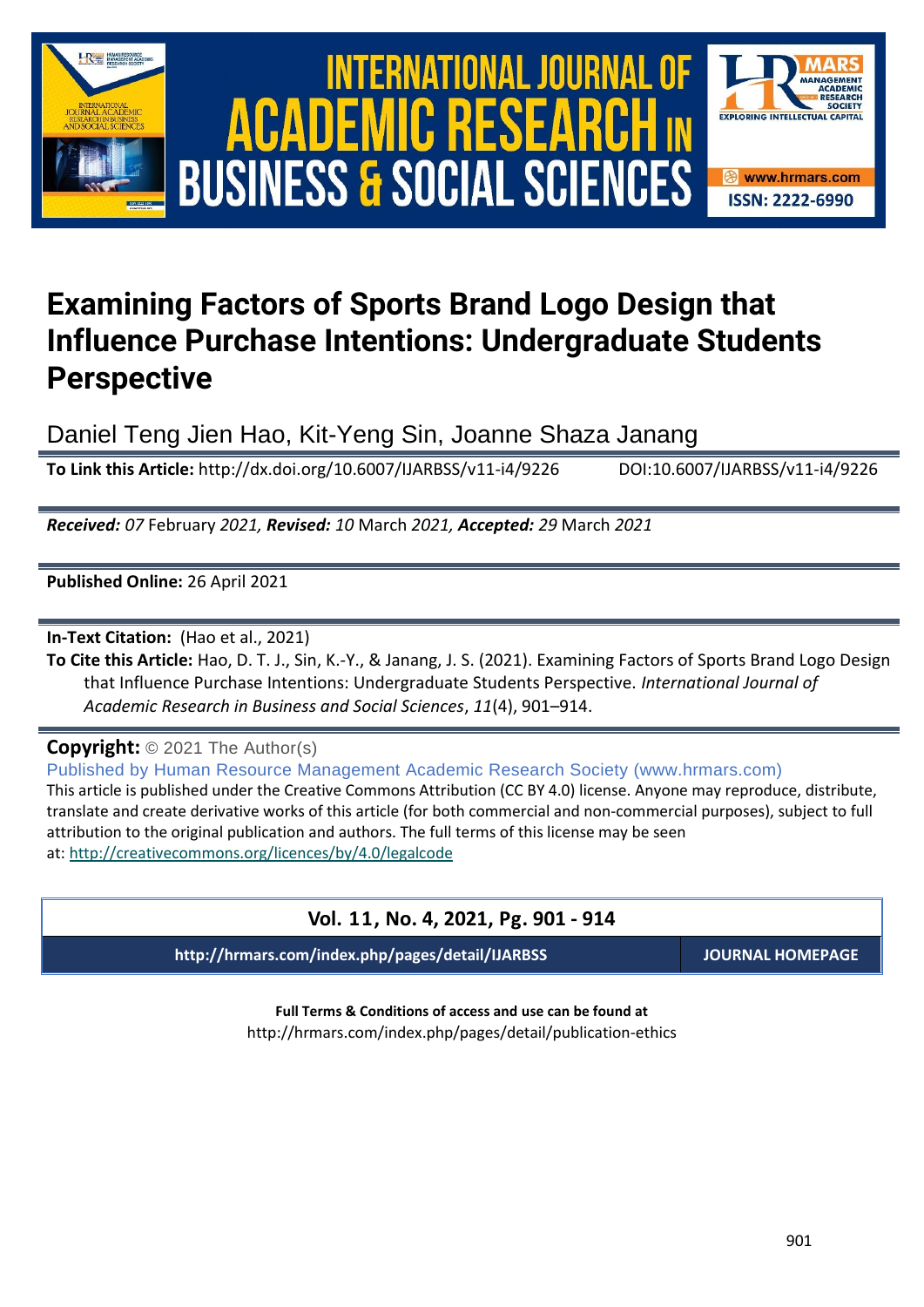# Examining Factors of Sports Brand Logo Design that Influence Purchase Intentions: Undergraduate Students Perspective

Daniel Teng Jien Hao, Kit-Yeng Sin, Joanne Shaza Janang

**To Link this Article:** http://dx.doi.org/10.6007/IJARBSS/v11-i4/9226 DOI:10.6007/IJARBSS/v11-i4/9226

***Received:** 07* February *2021, **Revised:** 10* March *2021, **Accepted:** 29* March *2021*

**Published Online:** 26 April 2021

**In-Text Citation:** (Hao et al., 2021)

**To Cite this Article:** Hao, D. T. J., Sin, K.-Y., & Janang, J. S. (2021). Examining Factors of Sports Brand Logo Design that Influence Purchase Intentions: Undergraduate Students Perspective. *International Journal of Academic Research in Business and Social Sciences*, *11*(4), 901–914.

**Copyright:** © 2021 The Author(s)

Published by Human Resource Management Academic Research Society (www.hrmars.com)

This article is published under the Creative Commons Attribution (CC BY 4.0) license. Anyone may reproduce, distribute, translate and create derivative works of this article (for both commercial and non-commercial purposes), subject to full attribution to the original publication and authors. The full terms of this license may be seen at: http://creativecommons.org/licences/by/4.0/legalcode

**Vol. 11, No. 4, 2021, Pg. 901 - 914**

**http://hrmars.com/index.php/pages/detail/IJARBSS** **JOURNAL HOMEPAGE**

**Full Terms & Conditions of access and use can be found at**

http://hrmars.com/index.php/pages/detail/publication-ethics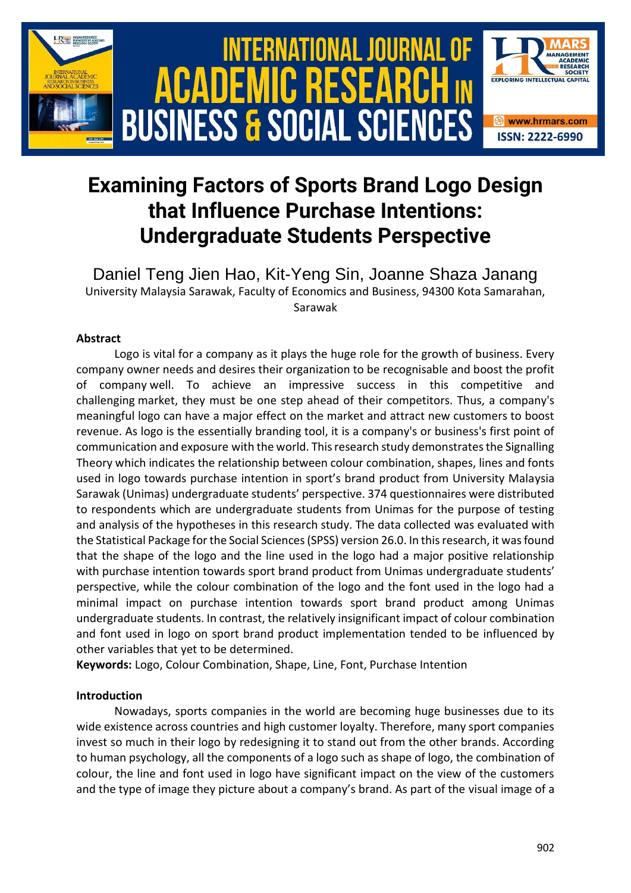# Examining Factors of Sports Brand Logo Design that Influence Purchase Intentions: Undergraduate Students Perspective

Daniel Teng Jien Hao, Kit-Yeng Sin, Joanne Shaza Janang

University Malaysia Sarawak, Faculty of Economics and Business, 94300 Kota Samarahan, Sarawak

### Abstract

Logo is vital for a company as it plays the huge role for the growth of business. Every company owner needs and desires their organization to be recognisable and boost the profit of company well. To achieve an impressive success in this competitive and challenging market, they must be one step ahead of their competitors. Thus, a company's meaningful logo can have a major effect on the market and attract new customers to boost revenue. As logo is the essentially branding tool, it is a company's or business's first point of communication and exposure with the world. This research study demonstrates the Signalling Theory which indicates the relationship between colour combination, shapes, lines and fonts used in logo towards purchase intention in sport's brand product from University Malaysia Sarawak (Unimas) undergraduate students' perspective. 374 questionnaires were distributed to respondents which are undergraduate students from Unimas for the purpose of testing and analysis of the hypotheses in this research study. The data collected was evaluated with the Statistical Package for the Social Sciences (SPSS) version 26.0. In this research, it was found that the shape of the logo and the line used in the logo had a major positive relationship with purchase intention towards sport brand product from Unimas undergraduate students' perspective, while the colour combination of the logo and the font used in the logo had a minimal impact on purchase intention towards sport brand product among Unimas undergraduate students. In contrast, the relatively insignificant impact of colour combination and font used in logo on sport brand product implementation tended to be influenced by other variables that yet to be determined.

**Keywords:** Logo, Colour Combination, Shape, Line, Font, Purchase Intention

### Introduction

Nowadays, sports companies in the world are becoming huge businesses due to its wide existence across countries and high customer loyalty. Therefore, many sport companies invest so much in their logo by redesigning it to stand out from the other brands. According to human psychology, all the components of a logo such as shape of logo, the combination of colour, the line and font used in logo have significant impact on the view of the customers and the type of image they picture about a company's brand. As part of the visual image of a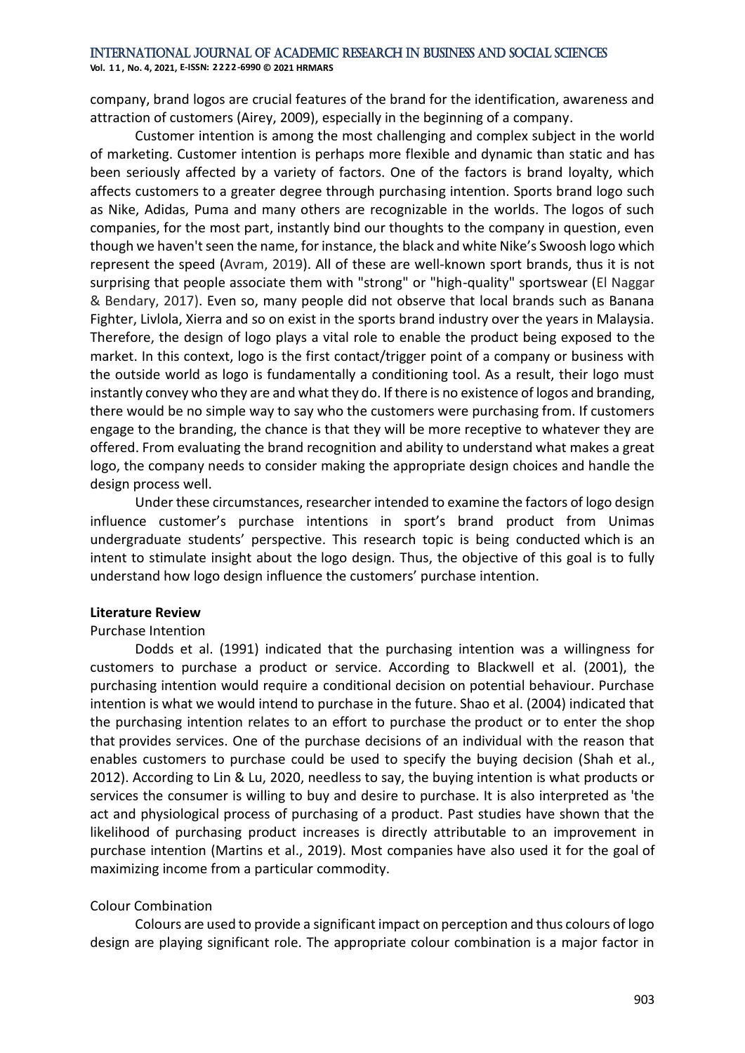company, brand logos are crucial features of the brand for the identification, awareness and attraction of customers (Airey, 2009), especially in the beginning of a company.

Customer intention is among the most challenging and complex subject in the world of marketing. Customer intention is perhaps more flexible and dynamic than static and has been seriously affected by a variety of factors. One of the factors is brand loyalty, which affects customers to a greater degree through purchasing intention. Sports brand logo such as Nike, Adidas, Puma and many others are recognizable in the worlds. The logos of such companies, for the most part, instantly bind our thoughts to the company in question, even though we haven't seen the name, for instance, the black and white Nike's Swoosh logo which represent the speed (Avram, 2019). All of these are well-known sport brands, thus it is not surprising that people associate them with "strong" or "high-quality" sportswear (El Naggar & Bendary, 2017). Even so, many people did not observe that local brands such as Banana Fighter, Livlola, Xierra and so on exist in the sports brand industry over the years in Malaysia. Therefore, the design of logo plays a vital role to enable the product being exposed to the market. In this context, logo is the first contact/trigger point of a company or business with the outside world as logo is fundamentally a conditioning tool. As a result, their logo must instantly convey who they are and what they do. If there is no existence of logos and branding, there would be no simple way to say who the customers were purchasing from. If customers engage to the branding, the chance is that they will be more receptive to whatever they are offered. From evaluating the brand recognition and ability to understand what makes a great logo, the company needs to consider making the appropriate design choices and handle the design process well.

Under these circumstances, researcher intended to examine the factors of logo design influence customer's purchase intentions in sport's brand product from Unimas undergraduate students' perspective. This research topic is being conducted which is an intent to stimulate insight about the logo design. Thus, the objective of this goal is to fully understand how logo design influence the customers' purchase intention.

## Literature Review

### Purchase Intention

Dodds et al. (1991) indicated that the purchasing intention was a willingness for customers to purchase a product or service. According to Blackwell et al. (2001), the purchasing intention would require a conditional decision on potential behaviour. Purchase intention is what we would intend to purchase in the future. Shao et al. (2004) indicated that the purchasing intention relates to an effort to purchase the product or to enter the shop that provides services. One of the purchase decisions of an individual with the reason that enables customers to purchase could be used to specify the buying decision (Shah et al., 2012). According to Lin & Lu, 2020, needless to say, the buying intention is what products or services the consumer is willing to buy and desire to purchase. It is also interpreted as 'the act and physiological process of purchasing of a product. Past studies have shown that the likelihood of purchasing product increases is directly attributable to an improvement in purchase intention (Martins et al., 2019). Most companies have also used it for the goal of maximizing income from a particular commodity.

### Colour Combination

Colours are used to provide a significant impact on perception and thus colours of logo design are playing significant role. The appropriate colour combination is a major factor in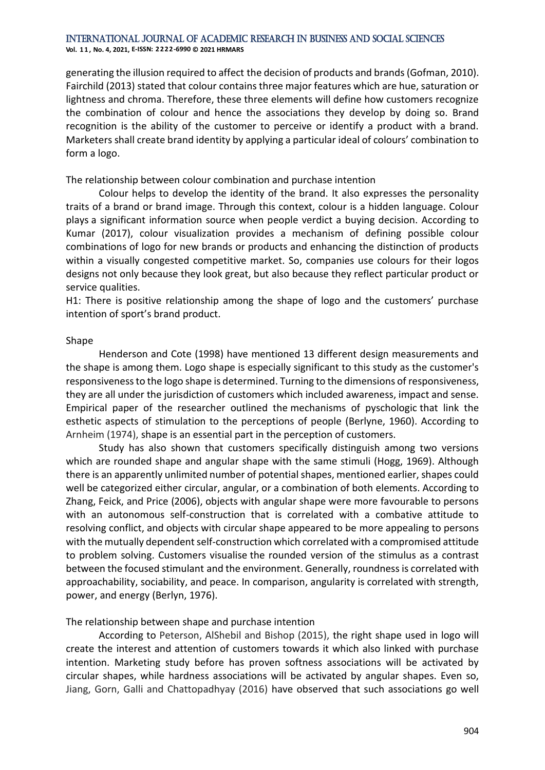generating the illusion required to affect the decision of products and brands (Gofman, 2010). Fairchild (2013) stated that colour contains three major features which are hue, saturation or lightness and chroma. Therefore, these three elements will define how customers recognize the combination of colour and hence the associations they develop by doing so. Brand recognition is the ability of the customer to perceive or identify a product with a brand. Marketers shall create brand identity by applying a particular ideal of colours' combination to form a logo.

The relationship between colour combination and purchase intention

Colour helps to develop the identity of the brand. It also expresses the personality traits of a brand or brand image. Through this context, colour is a hidden language. Colour plays a significant information source when people verdict a buying decision. According to Kumar (2017), colour visualization provides a mechanism of defining possible colour combinations of logo for new brands or products and enhancing the distinction of products within a visually congested competitive market. So, companies use colours for their logos designs not only because they look great, but also because they reflect particular product or service qualities.

H1: There is positive relationship among the shape of logo and the customers' purchase intention of sport's brand product.

Shape

Henderson and Cote (1998) have mentioned 13 different design measurements and the shape is among them. Logo shape is especially significant to this study as the customer's responsiveness to the logo shape is determined. Turning to the dimensions of responsiveness, they are all under the jurisdiction of customers which included awareness, impact and sense. Empirical paper of the researcher outlined the mechanisms of pyschologic that link the esthetic aspects of stimulation to the perceptions of people (Berlyne, 1960). According to Arnheim (1974), shape is an essential part in the perception of customers.

Study has also shown that customers specifically distinguish among two versions which are rounded shape and angular shape with the same stimuli (Hogg, 1969). Although there is an apparently unlimited number of potential shapes, mentioned earlier, shapes could well be categorized either circular, angular, or a combination of both elements. According to Zhang, Feick, and Price (2006), objects with angular shape were more favourable to persons with an autonomous self-construction that is correlated with a combative attitude to resolving conflict, and objects with circular shape appeared to be more appealing to persons with the mutually dependent self-construction which correlated with a compromised attitude to problem solving. Customers visualise the rounded version of the stimulus as a contrast between the focused stimulant and the environment. Generally, roundness is correlated with approachability, sociability, and peace. In comparison, angularity is correlated with strength, power, and energy (Berlyn, 1976).

The relationship between shape and purchase intention

According to Peterson, AlShebil and Bishop (2015), the right shape used in logo will create the interest and attention of customers towards it which also linked with purchase intention. Marketing study before has proven softness associations will be activated by circular shapes, while hardness associations will be activated by angular shapes. Even so, Jiang, Gorn, Galli and Chattopadhyay (2016) have observed that such associations go well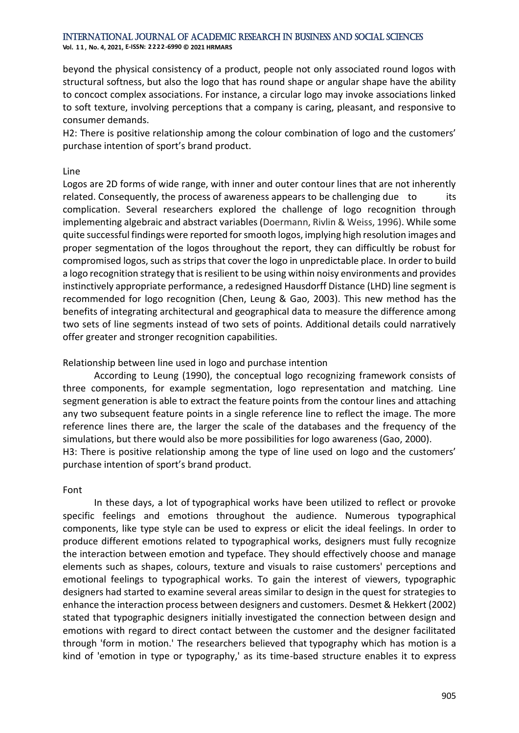beyond the physical consistency of a product, people not only associated round logos with structural softness, but also the logo that has round shape or angular shape have the ability to concoct complex associations. For instance, a circular logo may invoke associations linked to soft texture, involving perceptions that a company is caring, pleasant, and responsive to consumer demands.

H2: There is positive relationship among the colour combination of logo and the customers' purchase intention of sport's brand product.

### Line

Logos are 2D forms of wide range, with inner and outer contour lines that are not inherently related. Consequently, the process of awareness appears to be challenging due to its complication. Several researchers explored the challenge of logo recognition through implementing algebraic and abstract variables (Doermann, Rivlin & Weiss, 1996). While some quite successful findings were reported for smooth logos, implying high resolution images and proper segmentation of the logos throughout the report, they can difficultly be robust for compromised logos, such as strips that cover the logo in unpredictable place. In order to build a logo recognition strategy that is resilient to be using within noisy environments and provides instinctively appropriate performance, a redesigned Hausdorff Distance (LHD) line segment is recommended for logo recognition (Chen, Leung & Gao, 2003). This new method has the benefits of integrating architectural and geographical data to measure the difference among two sets of line segments instead of two sets of points. Additional details could narratively offer greater and stronger recognition capabilities.

### Relationship between line used in logo and purchase intention

According to Leung (1990), the conceptual logo recognizing framework consists of three components, for example segmentation, logo representation and matching. Line segment generation is able to extract the feature points from the contour lines and attaching any two subsequent feature points in a single reference line to reflect the image. The more reference lines there are, the larger the scale of the databases and the frequency of the simulations, but there would also be more possibilities for logo awareness (Gao, 2000).

H3: There is positive relationship among the type of line used on logo and the customers' purchase intention of sport's brand product.

### Font

In these days, a lot of typographical works have been utilized to reflect or provoke specific feelings and emotions throughout the audience. Numerous typographical components, like type style can be used to express or elicit the ideal feelings. In order to produce different emotions related to typographical works, designers must fully recognize the interaction between emotion and typeface. They should effectively choose and manage elements such as shapes, colours, texture and visuals to raise customers' perceptions and emotional feelings to typographical works. To gain the interest of viewers, typographic designers had started to examine several areas similar to design in the quest for strategies to enhance the interaction process between designers and customers. Desmet & Hekkert (2002) stated that typographic designers initially investigated the connection between design and emotions with regard to direct contact between the customer and the designer facilitated through 'form in motion.' The researchers believed that typography which has motion is a kind of 'emotion in type or typography,' as its time-based structure enables it to express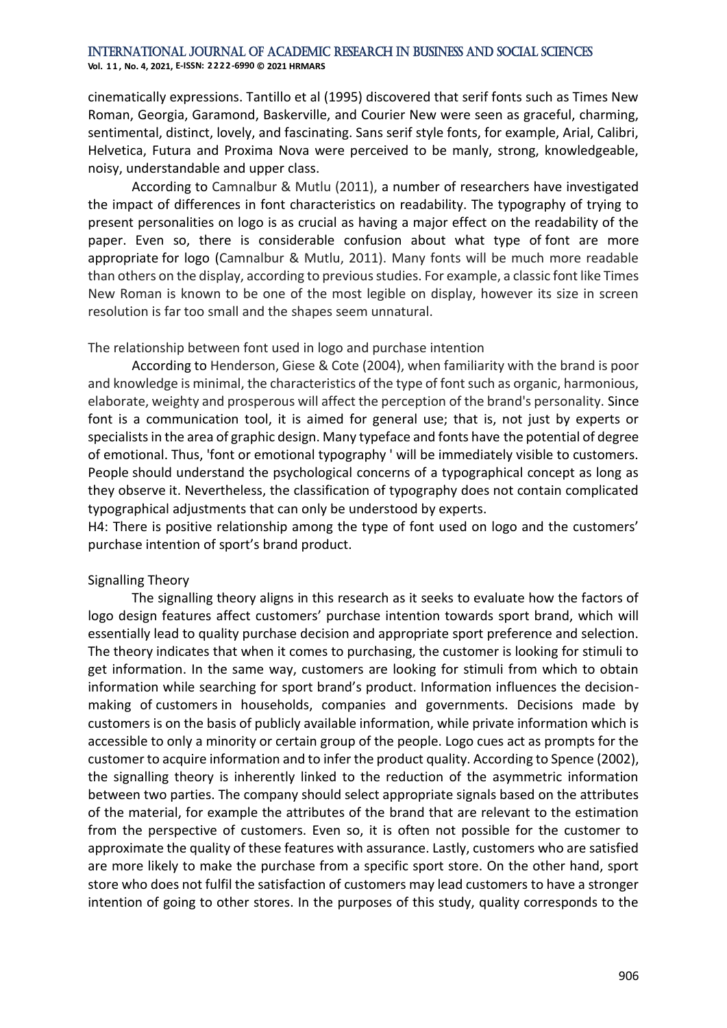cinematically expressions. Tantillo et al (1995) discovered that serif fonts such as Times New Roman, Georgia, Garamond, Baskerville, and Courier New were seen as graceful, charming, sentimental, distinct, lovely, and fascinating. Sans serif style fonts, for example, Arial, Calibri, Helvetica, Futura and Proxima Nova were perceived to be manly, strong, knowledgeable, noisy, understandable and upper class.

According to Camnalbur & Mutlu (2011), a number of researchers have investigated the impact of differences in font characteristics on readability. The typography of trying to present personalities on logo is as crucial as having a major effect on the readability of the paper. Even so, there is considerable confusion about what type of font are more appropriate for logo (Camnalbur & Mutlu, 2011). Many fonts will be much more readable than others on the display, according to previous studies. For example, a classic font like Times New Roman is known to be one of the most legible on display, however its size in screen resolution is far too small and the shapes seem unnatural.

### The relationship between font used in logo and purchase intention

According to Henderson, Giese & Cote (2004), when familiarity with the brand is poor and knowledge is minimal, the characteristics of the type of font such as organic, harmonious, elaborate, weighty and prosperous will affect the perception of the brand's personality. Since font is a communication tool, it is aimed for general use; that is, not just by experts or specialists in the area of graphic design. Many typeface and fonts have the potential of degree of emotional. Thus, 'font or emotional typography ' will be immediately visible to customers. People should understand the psychological concerns of a typographical concept as long as they observe it. Nevertheless, the classification of typography does not contain complicated typographical adjustments that can only be understood by experts.

H4: There is positive relationship among the type of font used on logo and the customers' purchase intention of sport's brand product.

### Signalling Theory

The signalling theory aligns in this research as it seeks to evaluate how the factors of logo design features affect customers' purchase intention towards sport brand, which will essentially lead to quality purchase decision and appropriate sport preference and selection. The theory indicates that when it comes to purchasing, the customer is looking for stimuli to get information. In the same way, customers are looking for stimuli from which to obtain information while searching for sport brand's product. Information influences the decision-making of customers in households, companies and governments. Decisions made by customers is on the basis of publicly available information, while private information which is accessible to only a minority or certain group of the people. Logo cues act as prompts for the customer to acquire information and to infer the product quality. According to Spence (2002), the signalling theory is inherently linked to the reduction of the asymmetric information between two parties. The company should select appropriate signals based on the attributes of the material, for example the attributes of the brand that are relevant to the estimation from the perspective of customers. Even so, it is often not possible for the customer to approximate the quality of these features with assurance. Lastly, customers who are satisfied are more likely to make the purchase from a specific sport store. On the other hand, sport store who does not fulfil the satisfaction of customers may lead customers to have a stronger intention of going to other stores. In the purposes of this study, quality corresponds to the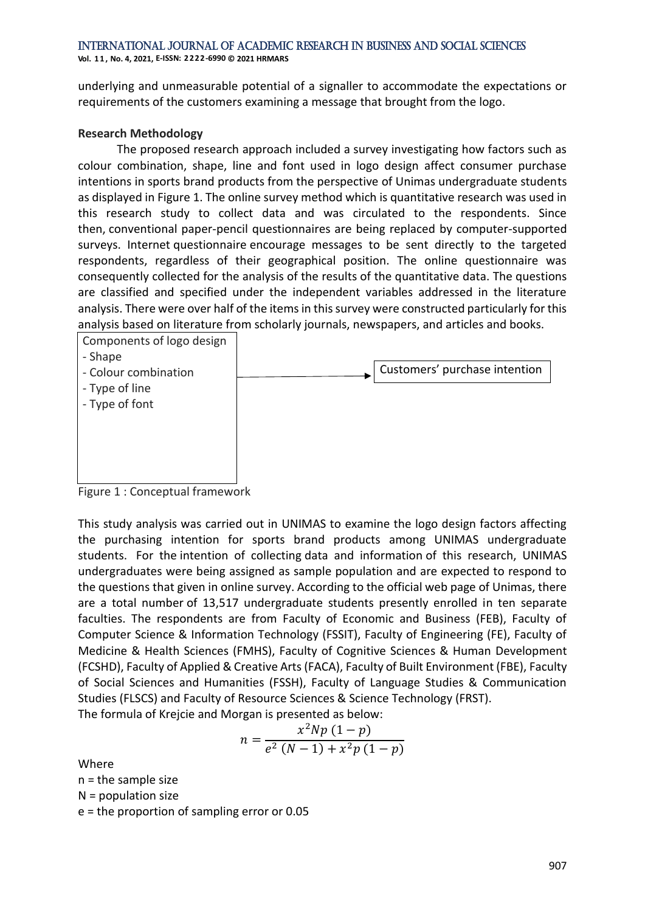underlying and unmeasurable potential of a signaller to accommodate the expectations or requirements of the customers examining a message that brought from the logo.

**Research Methodology**

The proposed research approach included a survey investigating how factors such as colour combination, shape, line and font used in logo design affect consumer purchase intentions in sports brand products from the perspective of Unimas undergraduate students as displayed in Figure 1. The online survey method which is quantitative research was used in this research study to collect data and was circulated to the respondents. Since then, conventional paper-pencil questionnaires are being replaced by computer-supported surveys. Internet questionnaire encourage messages to be sent directly to the targeted respondents, regardless of their geographical position. The online questionnaire was consequently collected for the analysis of the results of the quantitative data. The questions are classified and specified under the independent variables addressed in the literature analysis. There were over half of the items in this survey were constructed particularly for this analysis based on literature from scholarly journals, newspapers, and articles and books.

Components of logo design
- Shape
- Colour combination
- Type of line
- Type of font

→ Customers' purchase intention

Figure 1 : Conceptual framework

This study analysis was carried out in UNIMAS to examine the logo design factors affecting the purchasing intention for sports brand products among UNIMAS undergraduate students. For the intention of collecting data and information of this research, UNIMAS undergraduates were being assigned as sample population and are expected to respond to the questions that given in online survey. According to the official web page of Unimas, there are a total number of 13,517 undergraduate students presently enrolled in ten separate faculties. The respondents are from Faculty of Economic and Business (FEB), Faculty of Computer Science & Information Technology (FSSIT), Faculty of Engineering (FE), Faculty of Medicine & Health Sciences (FMHS), Faculty of Cognitive Sciences & Human Development (FCSHD), Faculty of Applied & Creative Arts (FACA), Faculty of Built Environment (FBE), Faculty of Social Sciences and Humanities (FSSH), Faculty of Language Studies & Communication Studies (FLSCS) and Faculty of Resource Sciences & Science Technology (FRST).

The formula of Krejcie and Morgan is presented as below:

$$n = \frac{x^2 N p\,(1-p)}{e^2\,(N-1) + x^2 p\,(1-p)}$$

Where

n = the sample size

N = population size

e = the proportion of sampling error or 0.05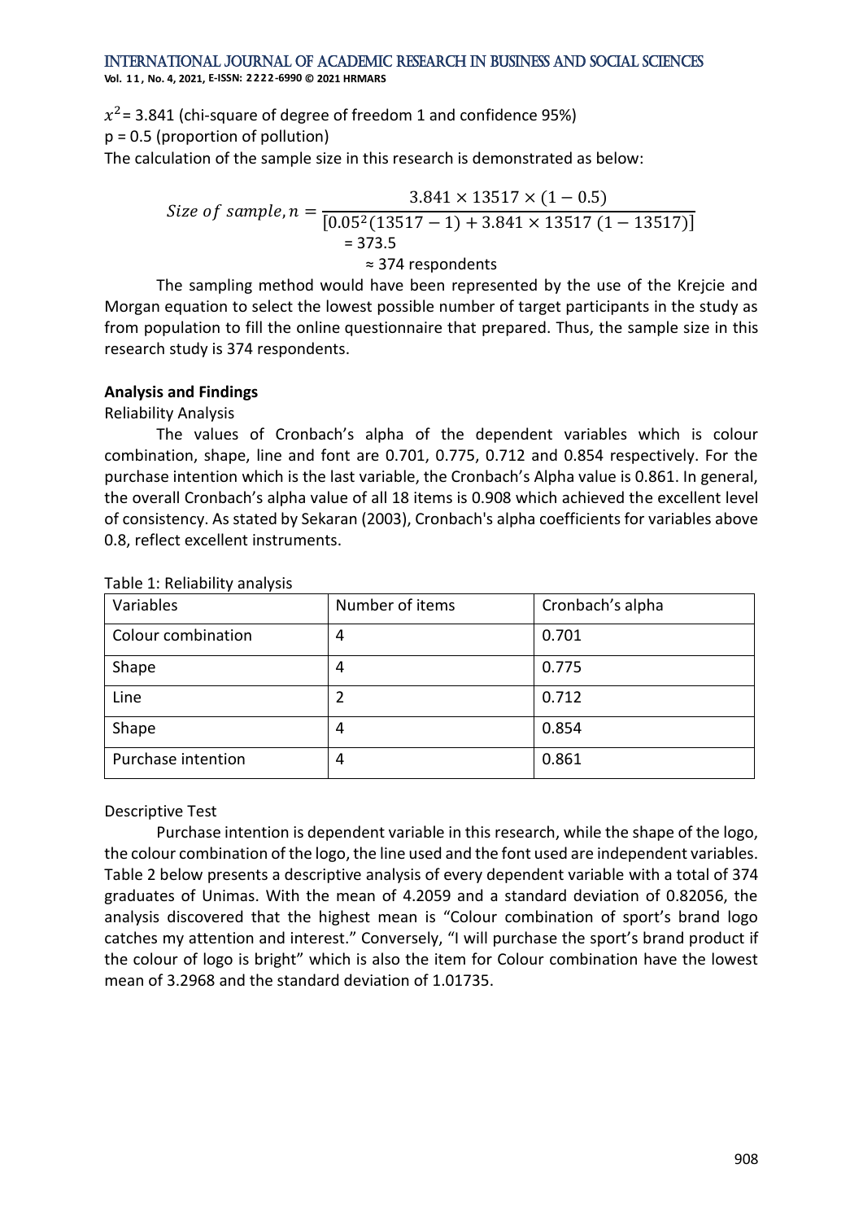$x^2$ = 3.841 (chi-square of degree of freedom 1 and confidence 95%)

p = 0.5 (proportion of pollution)

The calculation of the sample size in this research is demonstrated as below:

$$Size\ of\ sample, n = \frac{3.841 \times 13517 \times (1 - 0.5)}{[0.05^2(13517 - 1) + 3.841 \times 13517\ (1 - 13517)]}$$

= 373.5

≈ 374 respondents

The sampling method would have been represented by the use of the Krejcie and Morgan equation to select the lowest possible number of target participants in the study as from population to fill the online questionnaire that prepared. Thus, the sample size in this research study is 374 respondents.

**Analysis and Findings**

Reliability Analysis

The values of Cronbach's alpha of the dependent variables which is colour combination, shape, line and font are 0.701, 0.775, 0.712 and 0.854 respectively. For the purchase intention which is the last variable, the Cronbach's Alpha value is 0.861. In general, the overall Cronbach's alpha value of all 18 items is 0.908 which achieved the excellent level of consistency. As stated by Sekaran (2003), Cronbach's alpha coefficients for variables above 0.8, reflect excellent instruments.

Table 1: Reliability analysis

| Variables | Number of items | Cronbach's alpha |
|---|---|---|
| Colour combination | 4 | 0.701 |
| Shape | 4 | 0.775 |
| Line | 2 | 0.712 |
| Shape | 4 | 0.854 |
| Purchase intention | 4 | 0.861 |

Descriptive Test

Purchase intention is dependent variable in this research, while the shape of the logo, the colour combination of the logo, the line used and the font used are independent variables. Table 2 below presents a descriptive analysis of every dependent variable with a total of 374 graduates of Unimas. With the mean of 4.2059 and a standard deviation of 0.82056, the analysis discovered that the highest mean is "Colour combination of sport's brand logo catches my attention and interest." Conversely, "I will purchase the sport's brand product if the colour of logo is bright" which is also the item for Colour combination have the lowest mean of 3.2968 and the standard deviation of 1.01735.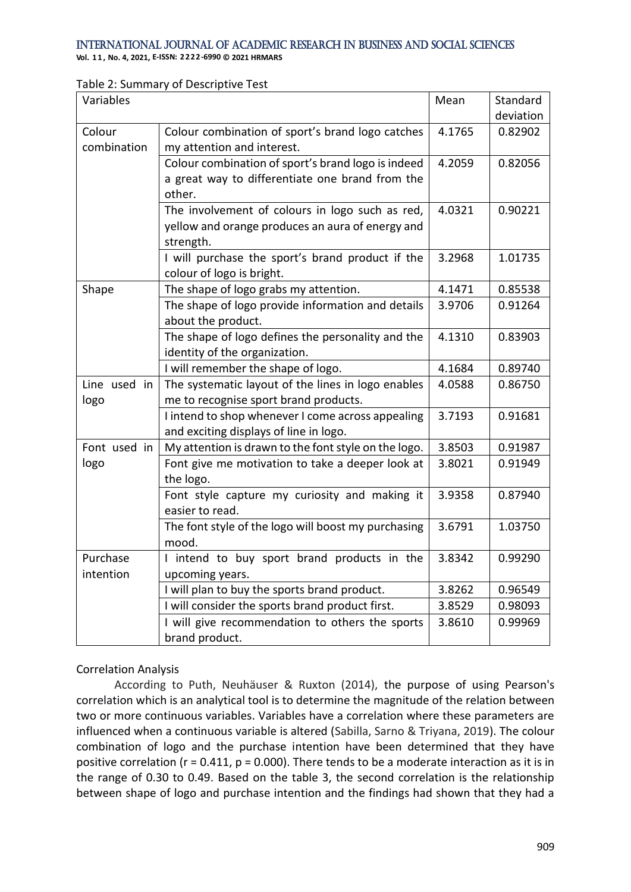Table 2: Summary of Descriptive Test

| Variables | | Mean | Standard deviation |
|---|---|---|---|
| Colour combination | Colour combination of sport's brand logo catches my attention and interest. | 4.1765 | 0.82902 |
| | Colour combination of sport's brand logo is indeed a great way to differentiate one brand from the other. | 4.2059 | 0.82056 |
| | The involvement of colours in logo such as red, yellow and orange produces an aura of energy and strength. | 4.0321 | 0.90221 |
| | I will purchase the sport's brand product if the colour of logo is bright. | 3.2968 | 1.01735 |
| Shape | The shape of logo grabs my attention. | 4.1471 | 0.85538 |
| | The shape of logo provide information and details about the product. | 3.9706 | 0.91264 |
| | The shape of logo defines the personality and the identity of the organization. | 4.1310 | 0.83903 |
| | I will remember the shape of logo. | 4.1684 | 0.89740 |
| Line used in logo | The systematic layout of the lines in logo enables me to recognise sport brand products. | 4.0588 | 0.86750 |
| | I intend to shop whenever I come across appealing and exciting displays of line in logo. | 3.7193 | 0.91681 |
| Font used in logo | My attention is drawn to the font style on the logo. | 3.8503 | 0.91987 |
| | Font give me motivation to take a deeper look at the logo. | 3.8021 | 0.91949 |
| | Font style capture my curiosity and making it easier to read. | 3.9358 | 0.87940 |
| | The font style of the logo will boost my purchasing mood. | 3.6791 | 1.03750 |
| Purchase intention | I intend to buy sport brand products in the upcoming years. | 3.8342 | 0.99290 |
| | I will plan to buy the sports brand product. | 3.8262 | 0.96549 |
| | I will consider the sports brand product first. | 3.8529 | 0.98093 |
| | I will give recommendation to others the sports brand product. | 3.8610 | 0.99969 |

Correlation Analysis

According to Puth, Neuhäuser & Ruxton (2014), the purpose of using Pearson's correlation which is an analytical tool is to determine the magnitude of the relation between two or more continuous variables. Variables have a correlation where these parameters are influenced when a continuous variable is altered (Sabilla, Sarno & Triyana, 2019). The colour combination of logo and the purchase intention have been determined that they have positive correlation ($r = 0.411$, $p = 0.000$). There tends to be a moderate interaction as it is in the range of 0.30 to 0.49. Based on the table 3, the second correlation is the relationship between shape of logo and purchase intention and the findings had shown that they had a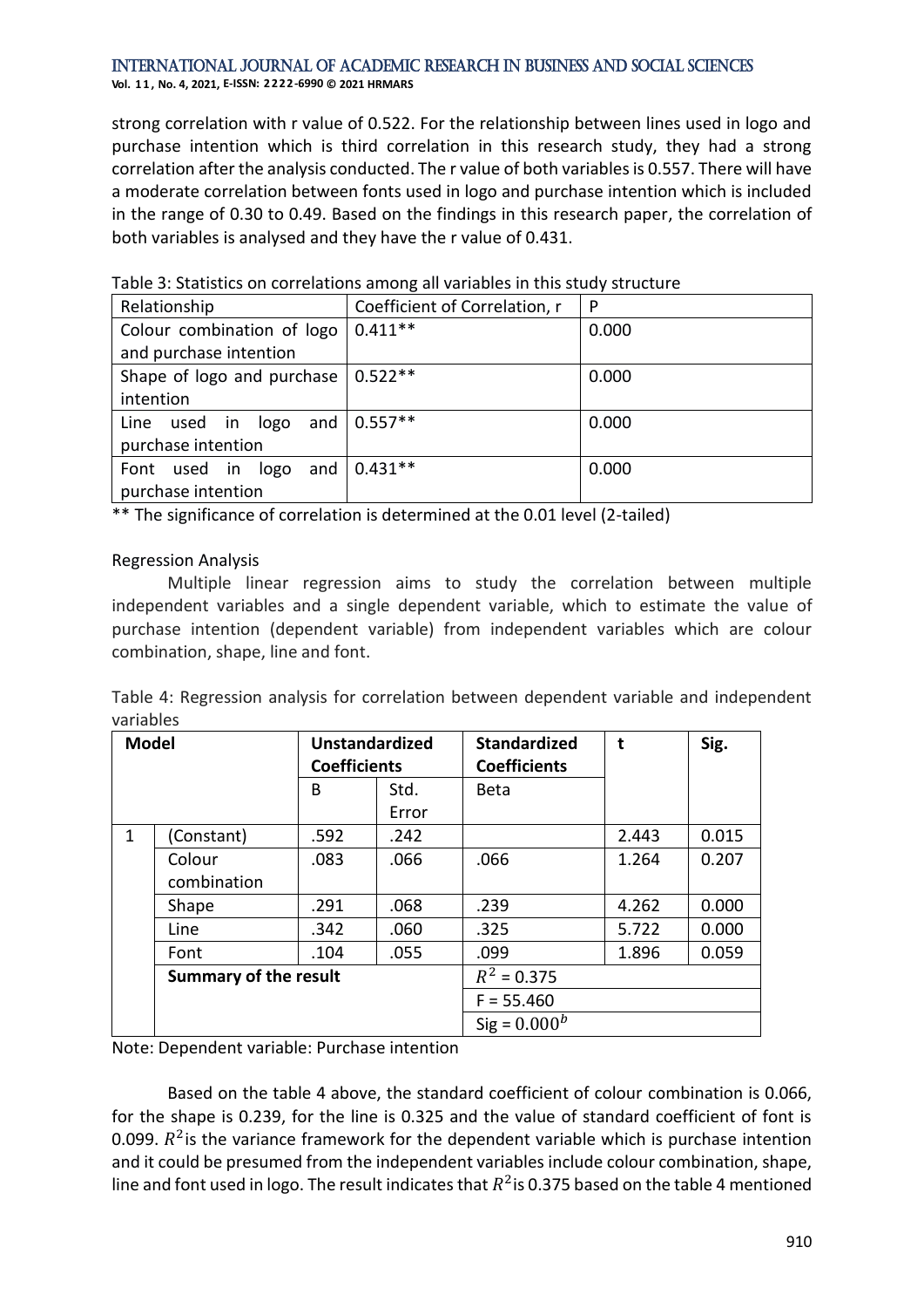strong correlation with r value of 0.522. For the relationship between lines used in logo and purchase intention which is third correlation in this research study, they had a strong correlation after the analysis conducted. The r value of both variables is 0.557. There will have a moderate correlation between fonts used in logo and purchase intention which is included in the range of 0.30 to 0.49. Based on the findings in this research paper, the correlation of both variables is analysed and they have the r value of 0.431.

Table 3: Statistics on correlations among all variables in this study structure

| Relationship | Coefficient of Correlation, r | P |
|---|---|---|
| Colour combination of logo and purchase intention | 0.411** | 0.000 |
| Shape of logo and purchase intention | 0.522** | 0.000 |
| Line used in logo and purchase intention | 0.557** | 0.000 |
| Font used in logo and purchase intention | 0.431** | 0.000 |

** The significance of correlation is determined at the 0.01 level (2-tailed)

Regression Analysis

Multiple linear regression aims to study the correlation between multiple independent variables and a single dependent variable, which to estimate the value of purchase intention (dependent variable) from independent variables which are colour combination, shape, line and font.

Table 4: Regression analysis for correlation between dependent variable and independent variables

| **Model** | | **Unstandardized Coefficients** | | **Standardized Coefficients** | **t** | **Sig.** |
|---|---|---|---|---|---|---|
| | | B | Std. Error | Beta | | |
| 1 | (Constant) | .592 | .242 | | 2.443 | 0.015 |
| | Colour combination | .083 | .066 | .066 | 1.264 | 0.207 |
| | Shape | .291 | .068 | .239 | 4.262 | 0.000 |
| | Line | .342 | .060 | .325 | 5.722 | 0.000 |
| | Font | .104 | .055 | .099 | 1.896 | 0.059 |
| | **Summary of the result** | | | $R^2$ = 0.375 | | |
| | | | | F = 55.460 | | |
| | | | | Sig = $0.000^b$ | | |

Note: Dependent variable: Purchase intention

Based on the table 4 above, the standard coefficient of colour combination is 0.066, for the shape is 0.239, for the line is 0.325 and the value of standard coefficient of font is 0.099. $R^2$ is the variance framework for the dependent variable which is purchase intention and it could be presumed from the independent variables include colour combination, shape, line and font used in logo. The result indicates that $R^2$ is 0.375 based on the table 4 mentioned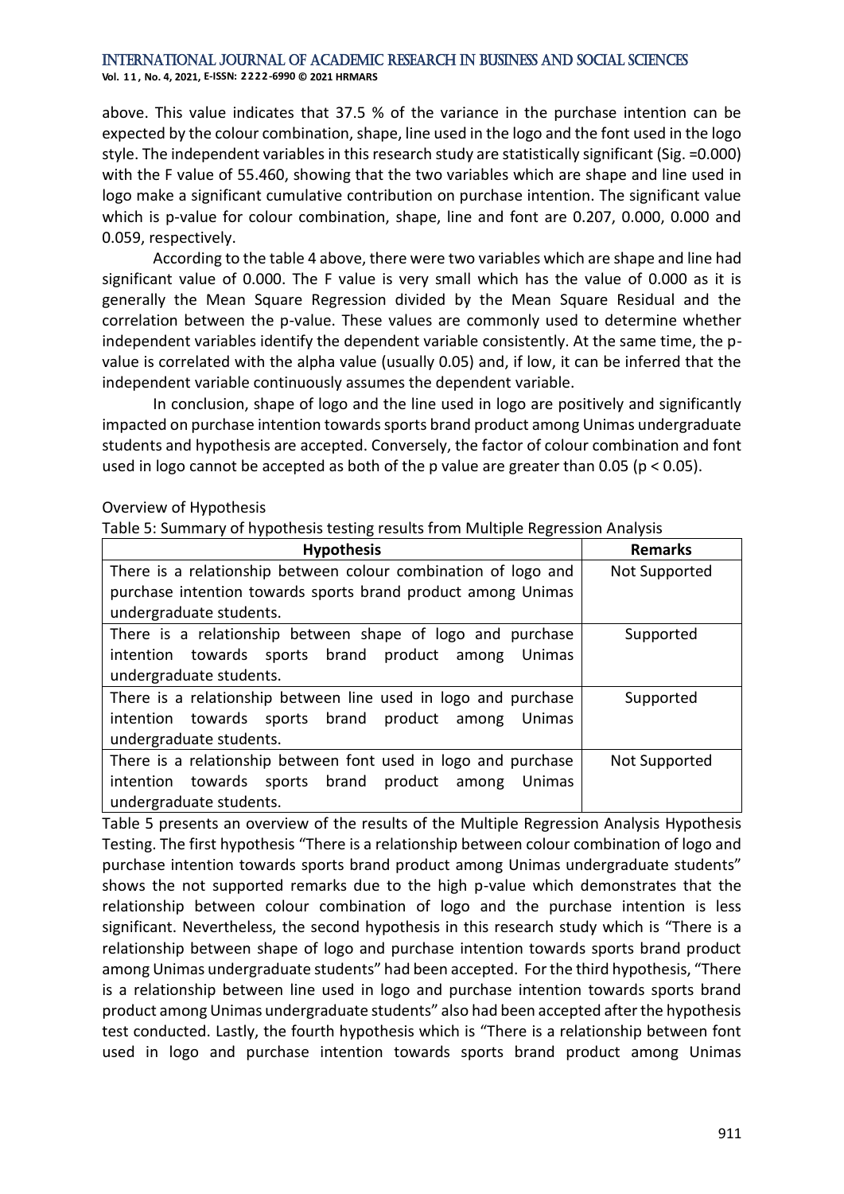above. This value indicates that 37.5 % of the variance in the purchase intention can be expected by the colour combination, shape, line used in the logo and the font used in the logo style. The independent variables in this research study are statistically significant (Sig. =0.000) with the F value of 55.460, showing that the two variables which are shape and line used in logo make a significant cumulative contribution on purchase intention. The significant value which is p-value for colour combination, shape, line and font are 0.207, 0.000, 0.000 and 0.059, respectively.

According to the table 4 above, there were two variables which are shape and line had significant value of 0.000. The F value is very small which has the value of 0.000 as it is generally the Mean Square Regression divided by the Mean Square Residual and the correlation between the p-value. These values are commonly used to determine whether independent variables identify the dependent variable consistently. At the same time, the p-value is correlated with the alpha value (usually 0.05) and, if low, it can be inferred that the independent variable continuously assumes the dependent variable.

In conclusion, shape of logo and the line used in logo are positively and significantly impacted on purchase intention towards sports brand product among Unimas undergraduate students and hypothesis are accepted. Conversely, the factor of colour combination and font used in logo cannot be accepted as both of the p value are greater than 0.05 ($p < 0.05$).

Overview of Hypothesis

Table 5: Summary of hypothesis testing results from Multiple Regression Analysis

| Hypothesis | Remarks |
|---|---|
| There is a relationship between colour combination of logo and purchase intention towards sports brand product among Unimas undergraduate students. | Not Supported |
| There is a relationship between shape of logo and purchase intention towards sports brand product among Unimas undergraduate students. | Supported |
| There is a relationship between line used in logo and purchase intention towards sports brand product among Unimas undergraduate students. | Supported |
| There is a relationship between font used in logo and purchase intention towards sports brand product among Unimas undergraduate students. | Not Supported |

Table 5 presents an overview of the results of the Multiple Regression Analysis Hypothesis Testing. The first hypothesis "There is a relationship between colour combination of logo and purchase intention towards sports brand product among Unimas undergraduate students" shows the not supported remarks due to the high p-value which demonstrates that the relationship between colour combination of logo and the purchase intention is less significant. Nevertheless, the second hypothesis in this research study which is "There is a relationship between shape of logo and purchase intention towards sports brand product among Unimas undergraduate students" had been accepted. For the third hypothesis, "There is a relationship between line used in logo and purchase intention towards sports brand product among Unimas undergraduate students" also had been accepted after the hypothesis test conducted. Lastly, the fourth hypothesis which is "There is a relationship between font used in logo and purchase intention towards sports brand product among Unimas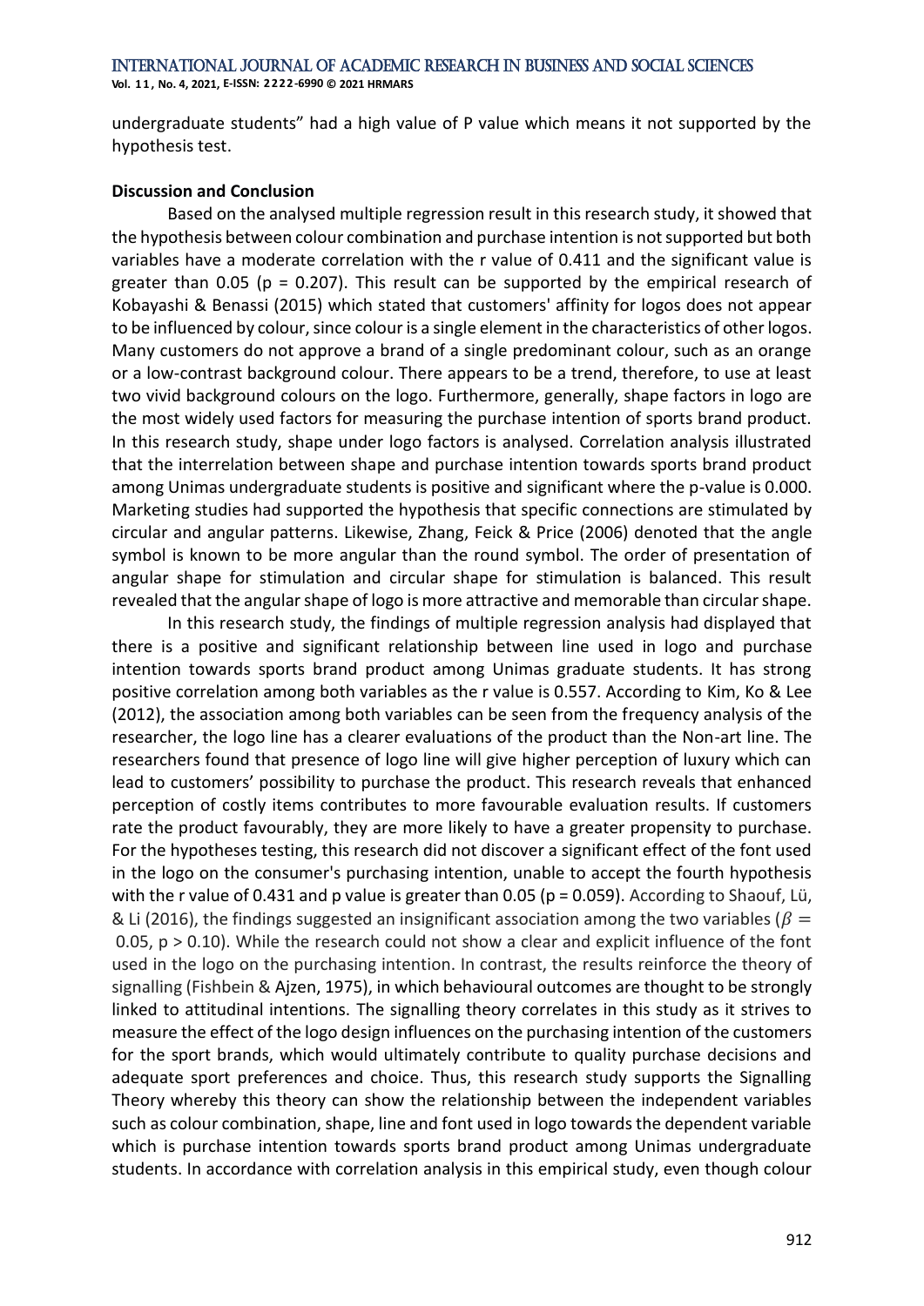undergraduate students" had a high value of P value which means it not supported by the hypothesis test.

**Discussion and Conclusion**

Based on the analysed multiple regression result in this research study, it showed that the hypothesis between colour combination and purchase intention is not supported but both variables have a moderate correlation with the r value of 0.411 and the significant value is greater than 0.05 ($p = 0.207$). This result can be supported by the empirical research of Kobayashi & Benassi (2015) which stated that customers' affinity for logos does not appear to be influenced by colour, since colour is a single element in the characteristics of other logos. Many customers do not approve a brand of a single predominant colour, such as an orange or a low-contrast background colour. There appears to be a trend, therefore, to use at least two vivid background colours on the logo. Furthermore, generally, shape factors in logo are the most widely used factors for measuring the purchase intention of sports brand product. In this research study, shape under logo factors is analysed. Correlation analysis illustrated that the interrelation between shape and purchase intention towards sports brand product among Unimas undergraduate students is positive and significant where the p-value is 0.000. Marketing studies had supported the hypothesis that specific connections are stimulated by circular and angular patterns. Likewise, Zhang, Feick & Price (2006) denoted that the angle symbol is known to be more angular than the round symbol. The order of presentation of angular shape for stimulation and circular shape for stimulation is balanced. This result revealed that the angular shape of logo is more attractive and memorable than circular shape.

In this research study, the findings of multiple regression analysis had displayed that there is a positive and significant relationship between line used in logo and purchase intention towards sports brand product among Unimas graduate students. It has strong positive correlation among both variables as the r value is 0.557. According to Kim, Ko & Lee (2012), the association among both variables can be seen from the frequency analysis of the researcher, the logo line has a clearer evaluations of the product than the Non-art line. The researchers found that presence of logo line will give higher perception of luxury which can lead to customers' possibility to purchase the product. This research reveals that enhanced perception of costly items contributes to more favourable evaluation results. If customers rate the product favourably, they are more likely to have a greater propensity to purchase. For the hypotheses testing, this research did not discover a significant effect of the font used in the logo on the consumer's purchasing intention, unable to accept the fourth hypothesis with the r value of 0.431 and p value is greater than 0.05 ($p = 0.059$). According to Shaouf, Lü, & Li (2016), the findings suggested an insignificant association among the two variables ($\beta = 0.05$, $p > 0.10$). While the research could not show a clear and explicit influence of the font used in the logo on the purchasing intention. In contrast, the results reinforce the theory of signalling (Fishbein & Ajzen, 1975), in which behavioural outcomes are thought to be strongly linked to attitudinal intentions. The signalling theory correlates in this study as it strives to measure the effect of the logo design influences on the purchasing intention of the customers for the sport brands, which would ultimately contribute to quality purchase decisions and adequate sport preferences and choice. Thus, this research study supports the Signalling Theory whereby this theory can show the relationship between the independent variables such as colour combination, shape, line and font used in logo towards the dependent variable which is purchase intention towards sports brand product among Unimas undergraduate students. In accordance with correlation analysis in this empirical study, even though colour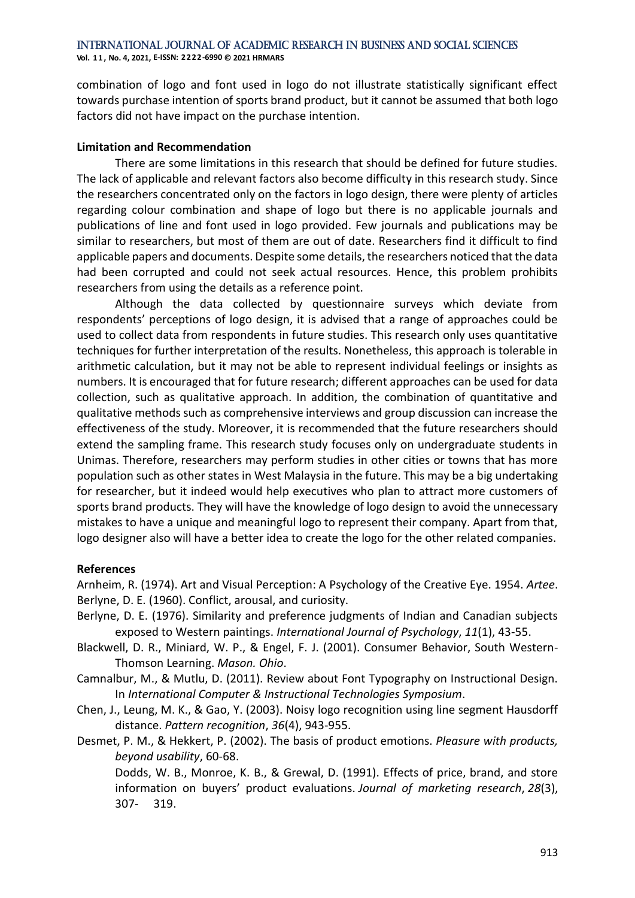combination of logo and font used in logo do not illustrate statistically significant effect towards purchase intention of sports brand product, but it cannot be assumed that both logo factors did not have impact on the purchase intention.

**Limitation and Recommendation**

There are some limitations in this research that should be defined for future studies. The lack of applicable and relevant factors also become difficulty in this research study. Since the researchers concentrated only on the factors in logo design, there were plenty of articles regarding colour combination and shape of logo but there is no applicable journals and publications of line and font used in logo provided. Few journals and publications may be similar to researchers, but most of them are out of date. Researchers find it difficult to find applicable papers and documents. Despite some details, the researchers noticed that the data had been corrupted and could not seek actual resources. Hence, this problem prohibits researchers from using the details as a reference point.

Although the data collected by questionnaire surveys which deviate from respondents' perceptions of logo design, it is advised that a range of approaches could be used to collect data from respondents in future studies. This research only uses quantitative techniques for further interpretation of the results. Nonetheless, this approach is tolerable in arithmetic calculation, but it may not be able to represent individual feelings or insights as numbers. It is encouraged that for future research; different approaches can be used for data collection, such as qualitative approach. In addition, the combination of quantitative and qualitative methods such as comprehensive interviews and group discussion can increase the effectiveness of the study. Moreover, it is recommended that the future researchers should extend the sampling frame. This research study focuses only on undergraduate students in Unimas. Therefore, researchers may perform studies in other cities or towns that has more population such as other states in West Malaysia in the future. This may be a big undertaking for researcher, but it indeed would help executives who plan to attract more customers of sports brand products. They will have the knowledge of logo design to avoid the unnecessary mistakes to have a unique and meaningful logo to represent their company. Apart from that, logo designer also will have a better idea to create the logo for the other related companies.

**References**

Arnheim, R. (1974). Art and Visual Perception: A Psychology of the Creative Eye. 1954. *Artee*.

Berlyne, D. E. (1960). Conflict, arousal, and curiosity.

Berlyne, D. E. (1976). Similarity and preference judgments of Indian and Canadian subjects exposed to Western paintings. *International Journal of Psychology*, *11*(1), 43-55.

Blackwell, D. R., Miniard, W. P., & Engel, F. J. (2001). Consumer Behavior, South Western-Thomson Learning. *Mason. Ohio*.

Camnalbur, M., & Mutlu, D. (2011). Review about Font Typography on Instructional Design. In *International Computer & Instructional Technologies Symposium*.

Chen, J., Leung, M. K., & Gao, Y. (2003). Noisy logo recognition using line segment Hausdorff distance. *Pattern recognition*, *36*(4), 943-955.

Desmet, P. M., & Hekkert, P. (2002). The basis of product emotions. *Pleasure with products, beyond usability*, 60-68.

Dodds, W. B., Monroe, K. B., & Grewal, D. (1991). Effects of price, brand, and store information on buyers' product evaluations. *Journal of marketing research*, *28*(3), 307- 319.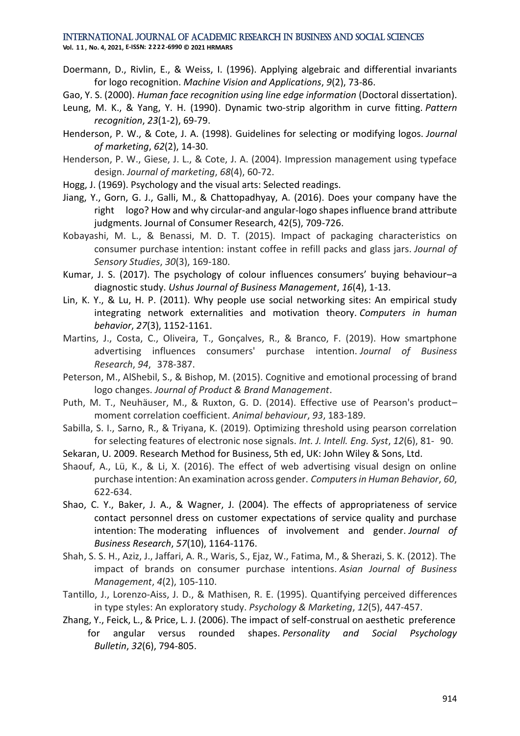Doermann, D., Rivlin, E., & Weiss, I. (1996). Applying algebraic and differential invariants for logo recognition. *Machine Vision and Applications*, *9*(2), 73-86.

Gao, Y. S. (2000). *Human face recognition using line edge information* (Doctoral dissertation).

Leung, M. K., & Yang, Y. H. (1990). Dynamic two-strip algorithm in curve fitting. *Pattern recognition*, *23*(1-2), 69-79.

Henderson, P. W., & Cote, J. A. (1998). Guidelines for selecting or modifying logos. *Journal of marketing*, *62*(2), 14-30.

Henderson, P. W., Giese, J. L., & Cote, J. A. (2004). Impression management using typeface design. *Journal of marketing*, *68*(4), 60-72.

Hogg, J. (1969). Psychology and the visual arts: Selected readings.

Jiang, Y., Gorn, G. J., Galli, M., & Chattopadhyay, A. (2016). Does your company have the right logo? How and why circular-and angular-logo shapes influence brand attribute judgments. Journal of Consumer Research, 42(5), 709-726.

Kobayashi, M. L., & Benassi, M. D. T. (2015). Impact of packaging characteristics on consumer purchase intention: instant coffee in refill packs and glass jars. *Journal of Sensory Studies*, *30*(3), 169-180.

Kumar, J. S. (2017). The psychology of colour influences consumers' buying behaviour–a diagnostic study. *Ushus Journal of Business Management*, *16*(4), 1-13.

Lin, K. Y., & Lu, H. P. (2011). Why people use social networking sites: An empirical study integrating network externalities and motivation theory. *Computers in human behavior*, *27*(3), 1152-1161.

Martins, J., Costa, C., Oliveira, T., Gonçalves, R., & Branco, F. (2019). How smartphone advertising influences consumers' purchase intention. *Journal of Business Research*, *94*, 378-387.

Peterson, M., AlShebil, S., & Bishop, M. (2015). Cognitive and emotional processing of brand logo changes. *Journal of Product & Brand Management*.

Puth, M. T., Neuhäuser, M., & Ruxton, G. D. (2014). Effective use of Pearson's product–moment correlation coefficient. *Animal behaviour*, *93*, 183-189.

Sabilla, S. I., Sarno, R., & Triyana, K. (2019). Optimizing threshold using pearson correlation for selecting features of electronic nose signals. *Int. J. Intell. Eng. Syst*, *12*(6), 81- 90.

Sekaran, U. 2009. Research Method for Business, 5th ed, UK: John Wiley & Sons, Ltd.

Shaouf, A., Lü, K., & Li, X. (2016). The effect of web advertising visual design on online purchase intention: An examination across gender. *Computers in Human Behavior*, *60*, 622-634.

Shao, C. Y., Baker, J. A., & Wagner, J. (2004). The effects of appropriateness of service contact personnel dress on customer expectations of service quality and purchase intention: The moderating influences of involvement and gender. *Journal of Business Research*, *57*(10), 1164-1176.

Shah, S. S. H., Aziz, J., Jaffari, A. R., Waris, S., Ejaz, W., Fatima, M., & Sherazi, S. K. (2012). The impact of brands on consumer purchase intentions. *Asian Journal of Business Management*, *4*(2), 105-110.

Tantillo, J., Lorenzo-Aiss, J. D., & Mathisen, R. E. (1995). Quantifying perceived differences in type styles: An exploratory study. *Psychology & Marketing*, *12*(5), 447-457.

Zhang, Y., Feick, L., & Price, L. J. (2006). The impact of self-construal on aesthetic preference for angular versus rounded shapes. *Personality and Social Psychology Bulletin*, *32*(6), 794-805.